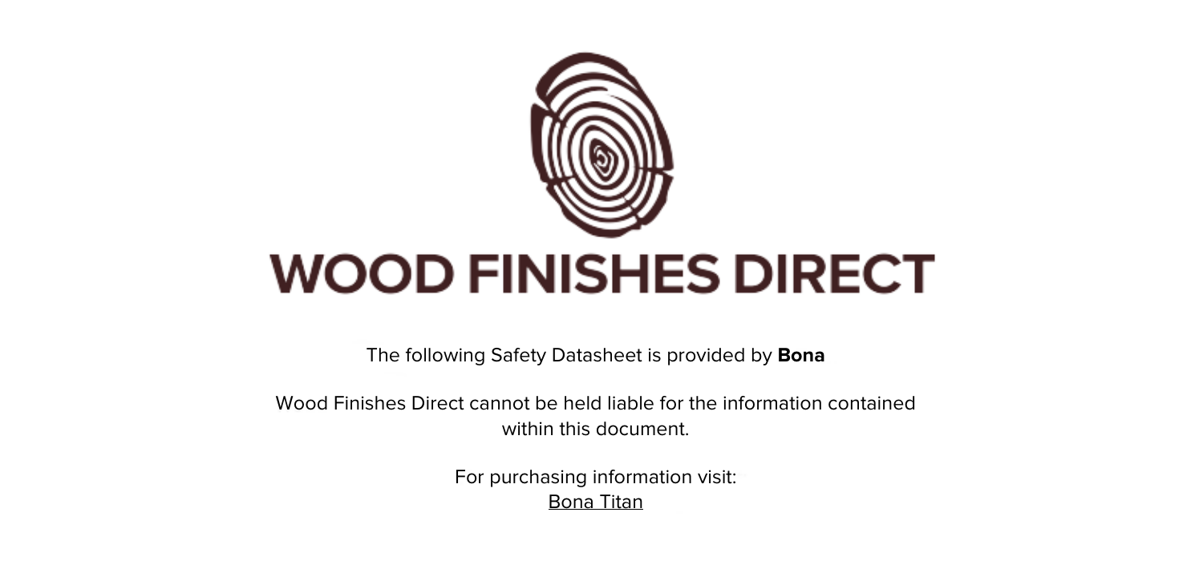# WOOD FINISHES DIRECT

The following Safety Datasheet is provided by **Bona**

Wood Finishes Direct cannot be held liable for the information contained within this document.

For purchasing information visit:
Bona Titan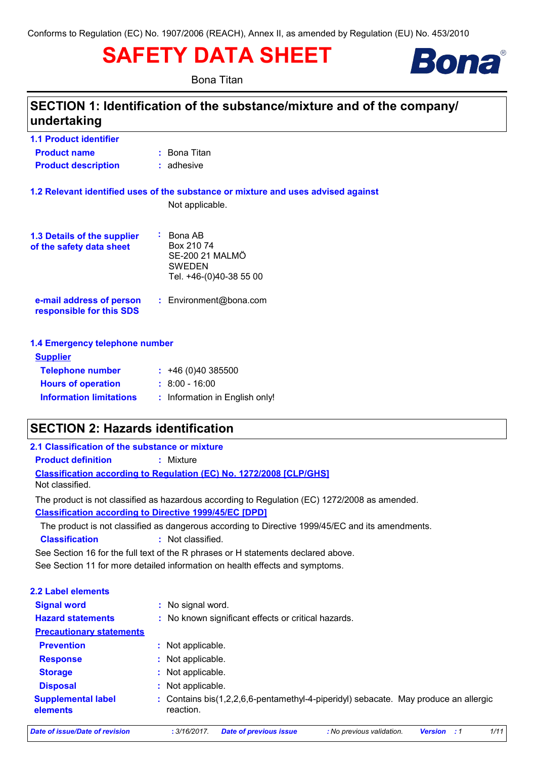Conforms to Regulation (EC) No. 1907/2006 (REACH), Annex II, as amended by Regulation (EU) No. 453/2010

# SAFETY DATA SHEET

Bona Titan

## SECTION 1: Identification of the substance/mixture and of the company/ undertaking

### 1.1 Product identifier

**Product name** : Bona Titan

**Product description** : adhesive

### 1.2 Relevant identified uses of the substance or mixture and uses advised against

Not applicable.

### 1.3 Details of the supplier of the safety data sheet

: Bona AB
Box 210 74
SE-200 21 MALMÖ
SWEDEN
Tel. +46-(0)40-38 55 00

**e-mail address of person responsible for this SDS** : Environment@bona.com

### 1.4 Emergency telephone number

**Supplier**

**Telephone number** : +46 (0)40 385500

**Hours of operation** : 8:00 - 16:00

**Information limitations** : Information in English only!

## SECTION 2: Hazards identification

### 2.1 Classification of the substance or mixture

**Product definition** : Mixture

**Classification according to Regulation (EC) No. 1272/2008 [CLP/GHS]**

Not classified.

The product is not classified as hazardous according to Regulation (EC) 1272/2008 as amended.

**Classification according to Directive 1999/45/EC [DPD]**

The product is not classified as dangerous according to Directive 1999/45/EC and its amendments.

**Classification** : Not classified.

See Section 16 for the full text of the R phrases or H statements declared above.

See Section 11 for more detailed information on health effects and symptoms.

### 2.2 Label elements

**Signal word** : No signal word.

**Hazard statements** : No known significant effects or critical hazards.

**Precautionary statements**

**Prevention** : Not applicable.

**Response** : Not applicable.

**Storage** : Not applicable.

**Disposal** : Not applicable.

**Supplemental label elements** : Contains bis(1,2,2,6,6-pentamethyl-4-piperidyl) sebacate. May produce an allergic reaction.

*Date of issue/Date of revision* : 3/16/2017. *Date of previous issue* : No previous validation. *Version* : 1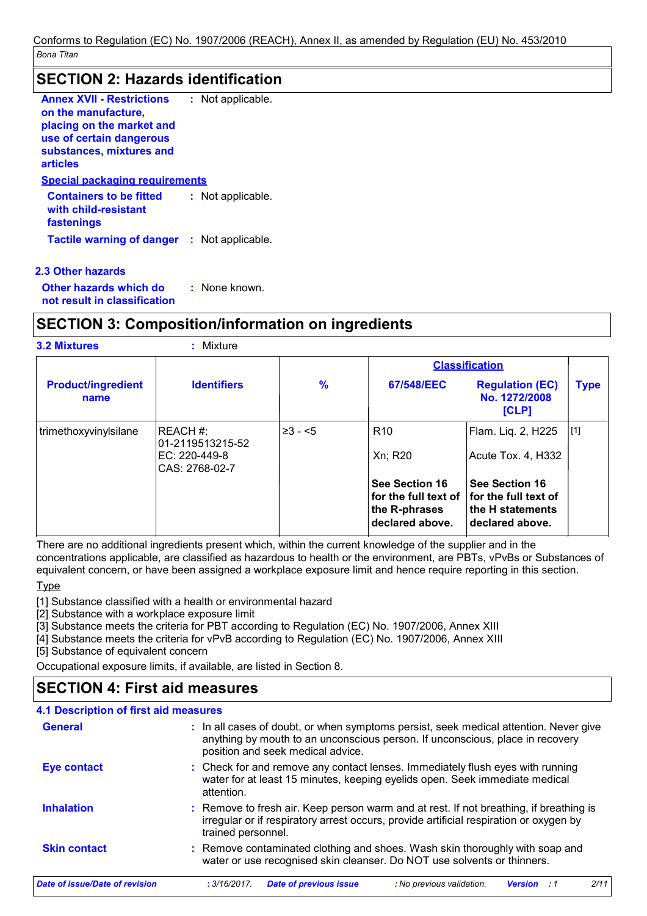## SECTION 2: Hazards identification

**Annex XVII - Restrictions on the manufacture, placing on the market and use of certain dangerous substances, mixtures and articles** : Not applicable.

**Special packaging requirements**

**Containers to be fitted with child-resistant fastenings** : Not applicable.

**Tactile warning of danger** : Not applicable.

### 2.3 Other hazards

**Other hazards which do not result in classification** : None known.

## SECTION 3: Composition/information on ingredients

**3.2 Mixtures** : Mixture

| Product/ingredient name | Identifiers | % | Classification | | Type |
|---|---|---|---|---|---|
| | | | 67/548/EEC | Regulation (EC) No. 1272/2008 [CLP] | |
| trimethoxyvinylsilane | REACH #: 01-2119513215-52<br>EC: 220-449-8<br>CAS: 2768-02-7 | ≥3 - <5 | R10<br>Xn; R20 | Flam. Liq. 2, H225<br>Acute Tox. 4, H332 | [1] |
| | | | **See Section 16 for the full text of the R-phrases declared above.** | **See Section 16 for the full text of the H statements declared above.** | |

There are no additional ingredients present which, within the current knowledge of the supplier and in the concentrations applicable, are classified as hazardous to health or the environment, are PBTs, vPvBs or Substances of equivalent concern, or have been assigned a workplace exposure limit and hence require reporting in this section.

Type

[1] Substance classified with a health or environmental hazard
[2] Substance with a workplace exposure limit
[3] Substance meets the criteria for PBT according to Regulation (EC) No. 1907/2006, Annex XIII
[4] Substance meets the criteria for vPvB according to Regulation (EC) No. 1907/2006, Annex XIII
[5] Substance of equivalent concern

Occupational exposure limits, if available, are listed in Section 8.

## SECTION 4: First aid measures

### 4.1 Description of first aid measures

**General** : In all cases of doubt, or when symptoms persist, seek medical attention. Never give anything by mouth to an unconscious person. If unconscious, place in recovery position and seek medical advice.

**Eye contact** : Check for and remove any contact lenses. Immediately flush eyes with running water for at least 15 minutes, keeping eyelids open. Seek immediate medical attention.

**Inhalation** : Remove to fresh air. Keep person warm and at rest. If not breathing, if breathing is irregular or if respiratory arrest occurs, provide artificial respiration or oxygen by trained personnel.

**Skin contact** : Remove contaminated clothing and shoes. Wash skin thoroughly with soap and water or use recognised skin cleanser. Do NOT use solvents or thinners.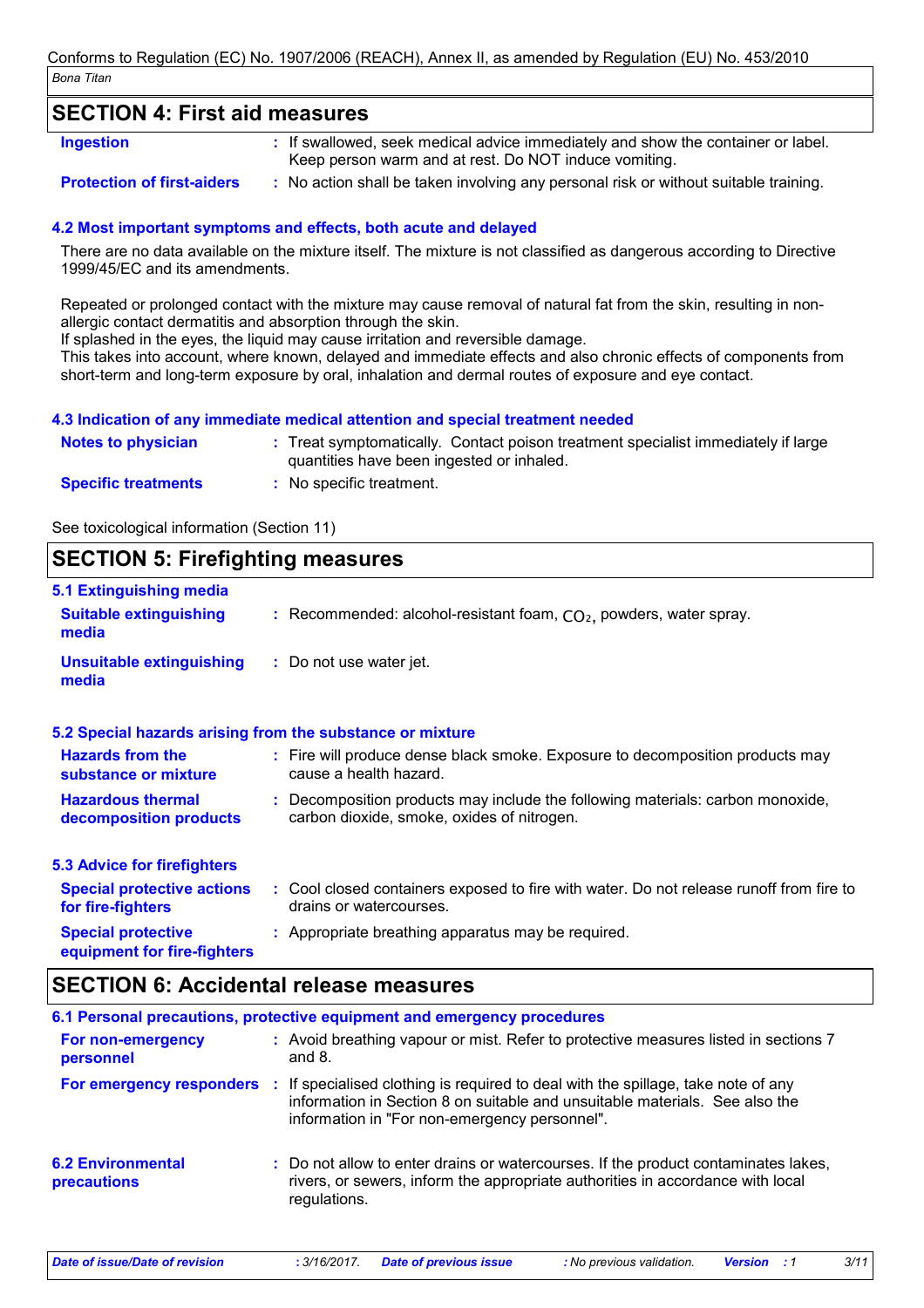## SECTION 4: First aid measures

**Ingestion** : If swallowed, seek medical advice immediately and show the container or label. Keep person warm and at rest. Do NOT induce vomiting.

**Protection of first-aiders** : No action shall be taken involving any personal risk or without suitable training.

### 4.2 Most important symptoms and effects, both acute and delayed

There are no data available on the mixture itself. The mixture is not classified as dangerous according to Directive 1999/45/EC and its amendments.

Repeated or prolonged contact with the mixture may cause removal of natural fat from the skin, resulting in non-allergic contact dermatitis and absorption through the skin.
If splashed in the eyes, the liquid may cause irritation and reversible damage.
This takes into account, where known, delayed and immediate effects and also chronic effects of components from short-term and long-term exposure by oral, inhalation and dermal routes of exposure and eye contact.

### 4.3 Indication of any immediate medical attention and special treatment needed

**Notes to physician** : Treat symptomatically. Contact poison treatment specialist immediately if large quantities have been ingested or inhaled.

**Specific treatments** : No specific treatment.

See toxicological information (Section 11)

## SECTION 5: Firefighting measures

### 5.1 Extinguishing media

**Suitable extinguishing media** : Recommended: alcohol-resistant foam, $CO_2$, powders, water spray.

**Unsuitable extinguishing media** : Do not use water jet.

### 5.2 Special hazards arising from the substance or mixture

**Hazards from the substance or mixture** : Fire will produce dense black smoke. Exposure to decomposition products may cause a health hazard.

**Hazardous thermal decomposition products** : Decomposition products may include the following materials: carbon monoxide, carbon dioxide, smoke, oxides of nitrogen.

### 5.3 Advice for firefighters

**Special protective actions for fire-fighters** : Cool closed containers exposed to fire with water. Do not release runoff from fire to drains or watercourses.

**Special protective equipment for fire-fighters** : Appropriate breathing apparatus may be required.

## SECTION 6: Accidental release measures

### 6.1 Personal precautions, protective equipment and emergency procedures

**For non-emergency personnel** : Avoid breathing vapour or mist. Refer to protective measures listed in sections 7 and 8.

**For emergency responders** : If specialised clothing is required to deal with the spillage, take note of any information in Section 8 on suitable and unsuitable materials. See also the information in "For non-emergency personnel".

**6.2 Environmental precautions** : Do not allow to enter drains or watercourses. If the product contaminates lakes, rivers, or sewers, inform the appropriate authorities in accordance with local regulations.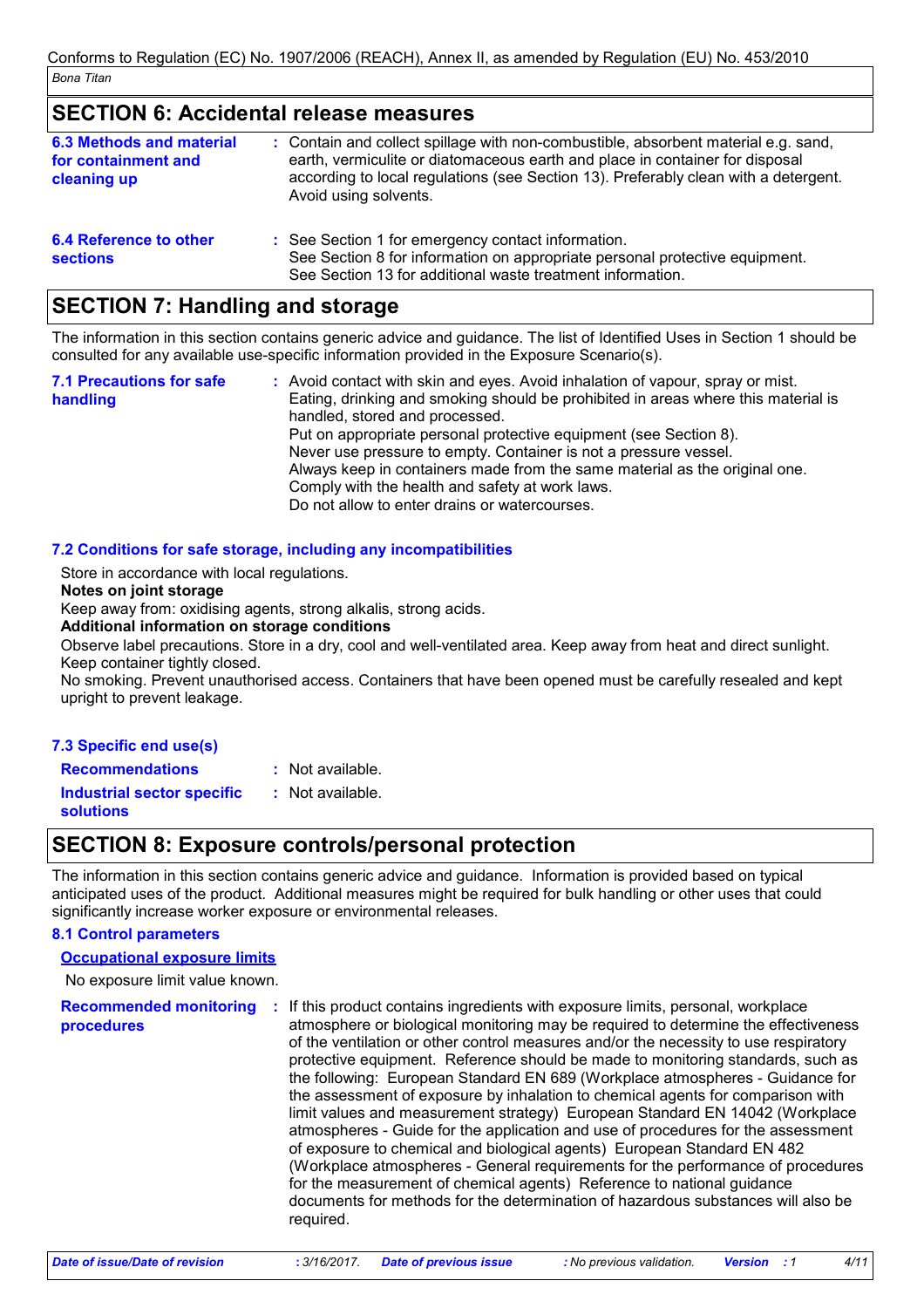## SECTION 6: Accidental release measures

| | |
|---|---|
| **6.3 Methods and material for containment and cleaning up** | Contain and collect spillage with non-combustible, absorbent material e.g. sand, earth, vermiculite or diatomaceous earth and place in container for disposal according to local regulations (see Section 13). Preferably clean with a detergent. Avoid using solvents. |
| **6.4 Reference to other sections** | See Section 1 for emergency contact information.<br>See Section 8 for information on appropriate personal protective equipment.<br>See Section 13 for additional waste treatment information. |

## SECTION 7: Handling and storage

The information in this section contains generic advice and guidance. The list of Identified Uses in Section 1 should be consulted for any available use-specific information provided in the Exposure Scenario(s).

| | |
|---|---|
| **7.1 Precautions for safe handling** | Avoid contact with skin and eyes. Avoid inhalation of vapour, spray or mist.<br>Eating, drinking and smoking should be prohibited in areas where this material is handled, stored and processed.<br>Put on appropriate personal protective equipment (see Section 8).<br>Never use pressure to empty. Container is not a pressure vessel.<br>Always keep in containers made from the same material as the original one.<br>Comply with the health and safety at work laws.<br>Do not allow to enter drains or watercourses. |

### 7.2 Conditions for safe storage, including any incompatibilities

Store in accordance with local regulations.

**Notes on joint storage**

Keep away from: oxidising agents, strong alkalis, strong acids.

**Additional information on storage conditions**

Observe label precautions. Store in a dry, cool and well-ventilated area. Keep away from heat and direct sunlight. Keep container tightly closed.

No smoking. Prevent unauthorised access. Containers that have been opened must be carefully resealed and kept upright to prevent leakage.

### 7.3 Specific end use(s)

| | |
|---|---|
| **Recommendations** | Not available. |
| **Industrial sector specific solutions** | Not available. |

## SECTION 8: Exposure controls/personal protection

The information in this section contains generic advice and guidance. Information is provided based on typical anticipated uses of the product. Additional measures might be required for bulk handling or other uses that could significantly increase worker exposure or environmental releases.

### 8.1 Control parameters

**Occupational exposure limits**

No exposure limit value known.

| | |
|---|---|
| **Recommended monitoring procedures** | If this product contains ingredients with exposure limits, personal, workplace atmosphere or biological monitoring may be required to determine the effectiveness of the ventilation or other control measures and/or the necessity to use respiratory protective equipment. Reference should be made to monitoring standards, such as the following: European Standard EN 689 (Workplace atmospheres - Guidance for the assessment of exposure by inhalation to chemical agents for comparison with limit values and measurement strategy) European Standard EN 14042 (Workplace atmospheres - Guide for the application and use of procedures for the assessment of exposure to chemical and biological agents) European Standard EN 482 (Workplace atmospheres - General requirements for the performance of procedures for the measurement of chemical agents) Reference to national guidance documents for methods for the determination of hazardous substances will also be required. |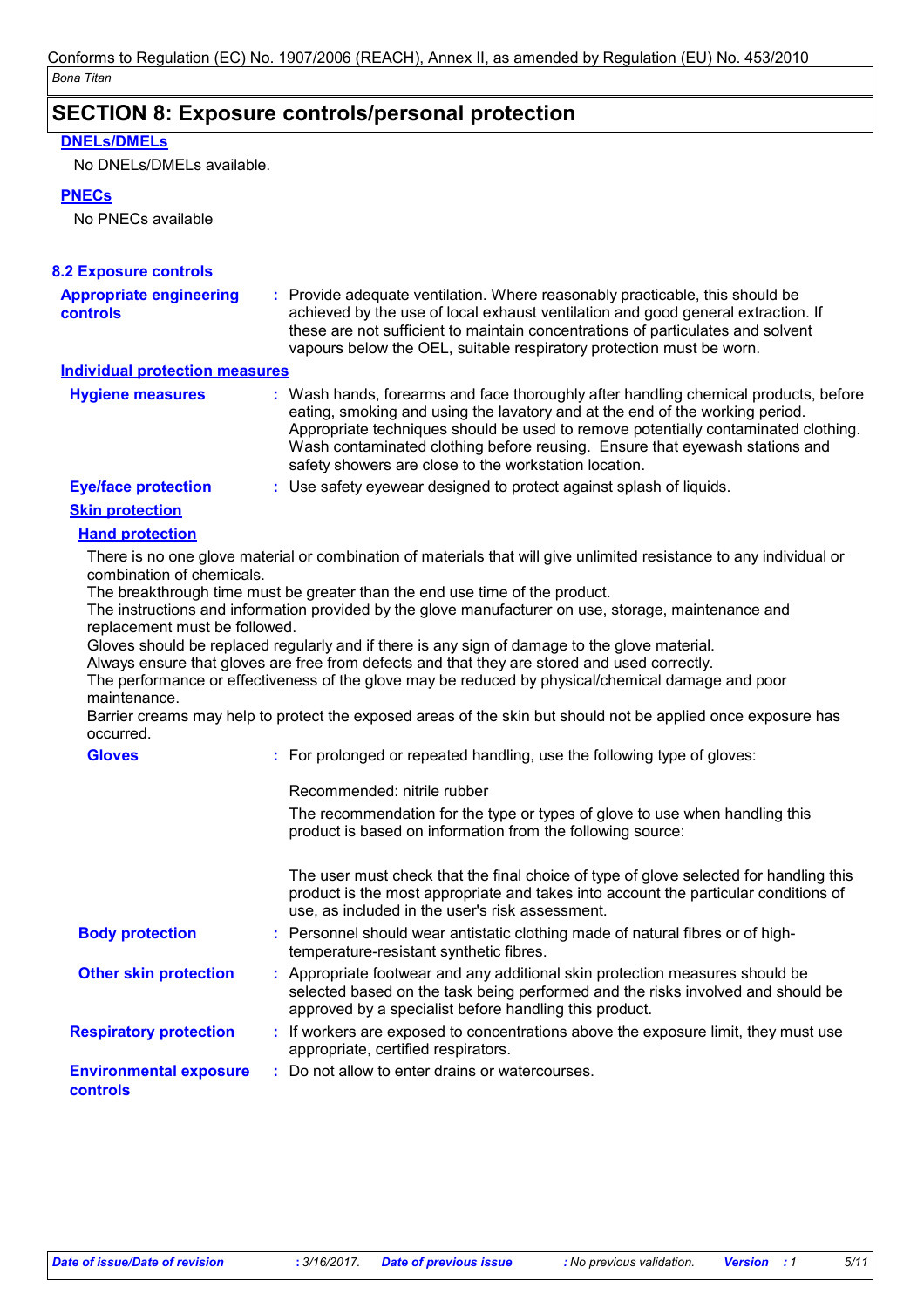## SECTION 8: Exposure controls/personal protection

**DNELs/DMELs**

No DNELs/DMELs available.

**PNECs**

No PNECs available

### 8.2 Exposure controls

**Appropriate engineering controls** : Provide adequate ventilation. Where reasonably practicable, this should be achieved by the use of local exhaust ventilation and good general extraction. If these are not sufficient to maintain concentrations of particulates and solvent vapours below the OEL, suitable respiratory protection must be worn.

**Individual protection measures**

**Hygiene measures** : Wash hands, forearms and face thoroughly after handling chemical products, before eating, smoking and using the lavatory and at the end of the working period. Appropriate techniques should be used to remove potentially contaminated clothing. Wash contaminated clothing before reusing. Ensure that eyewash stations and safety showers are close to the workstation location.

**Eye/face protection** : Use safety eyewear designed to protect against splash of liquids.

**Skin protection**

**Hand protection**

There is no one glove material or combination of materials that will give unlimited resistance to any individual or combination of chemicals.
The breakthrough time must be greater than the end use time of the product.
The instructions and information provided by the glove manufacturer on use, storage, maintenance and replacement must be followed.
Gloves should be replaced regularly and if there is any sign of damage to the glove material.
Always ensure that gloves are free from defects and that they are stored and used correctly.
The performance or effectiveness of the glove may be reduced by physical/chemical damage and poor maintenance.
Barrier creams may help to protect the exposed areas of the skin but should not be applied once exposure has occurred.

**Gloves** : For prolonged or repeated handling, use the following type of gloves:

Recommended: nitrile rubber

The recommendation for the type or types of glove to use when handling this product is based on information from the following source:

The user must check that the final choice of type of glove selected for handling this product is the most appropriate and takes into account the particular conditions of use, as included in the user's risk assessment.

**Body protection** : Personnel should wear antistatic clothing made of natural fibres or of high-temperature-resistant synthetic fibres.

**Other skin protection** : Appropriate footwear and any additional skin protection measures should be selected based on the task being performed and the risks involved and should be approved by a specialist before handling this product.

**Respiratory protection** : If workers are exposed to concentrations above the exposure limit, they must use appropriate, certified respirators.

**Environmental exposure controls** : Do not allow to enter drains or watercourses.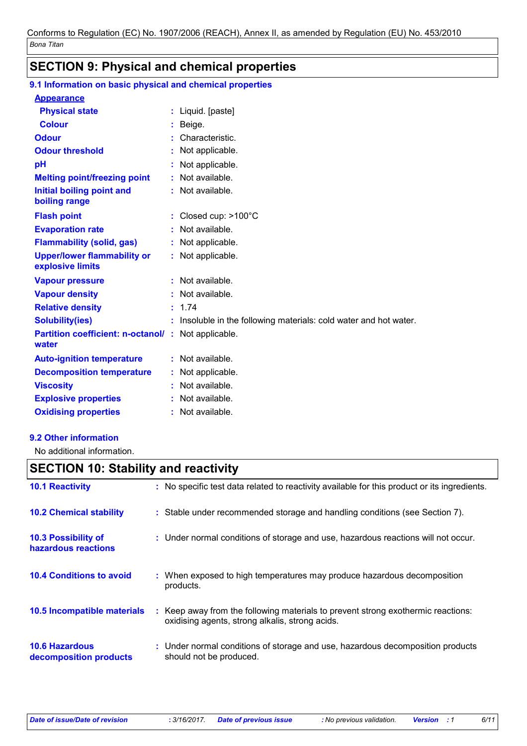## SECTION 9: Physical and chemical properties

### 9.1 Information on basic physical and chemical properties

**Appearance**

| | | |
|---|---|---|
| **Physical state** | : | Liquid. [paste] |
| **Colour** | : | Beige. |
| **Odour** | : | Characteristic. |
| **Odour threshold** | : | Not applicable. |
| **pH** | : | Not applicable. |
| **Melting point/freezing point** | : | Not available. |
| **Initial boiling point and boiling range** | : | Not available. |
| **Flash point** | : | Closed cup: >100°C |
| **Evaporation rate** | : | Not available. |
| **Flammability (solid, gas)** | : | Not applicable. |
| **Upper/lower flammability or explosive limits** | : | Not applicable. |
| **Vapour pressure** | : | Not available. |
| **Vapour density** | : | Not available. |
| **Relative density** | : | 1.74 |
| **Solubility(ies)** | : | Insoluble in the following materials: cold water and hot water. |
| **Partition coefficient: n-octanol/ water** | : | Not applicable. |
| **Auto-ignition temperature** | : | Not available. |
| **Decomposition temperature** | : | Not applicable. |
| **Viscosity** | : | Not available. |
| **Explosive properties** | : | Not available. |
| **Oxidising properties** | : | Not available. |

### 9.2 Other information

No additional information.

## SECTION 10: Stability and reactivity

| | | |
|---|---|---|
| **10.1 Reactivity** | : | No specific test data related to reactivity available for this product or its ingredients. |
| **10.2 Chemical stability** | : | Stable under recommended storage and handling conditions (see Section 7). |
| **10.3 Possibility of hazardous reactions** | : | Under normal conditions of storage and use, hazardous reactions will not occur. |
| **10.4 Conditions to avoid** | : | When exposed to high temperatures may produce hazardous decomposition products. |
| **10.5 Incompatible materials** | : | Keep away from the following materials to prevent strong exothermic reactions: oxidising agents, strong alkalis, strong acids. |
| **10.6 Hazardous decomposition products** | : | Under normal conditions of storage and use, hazardous decomposition products should not be produced. |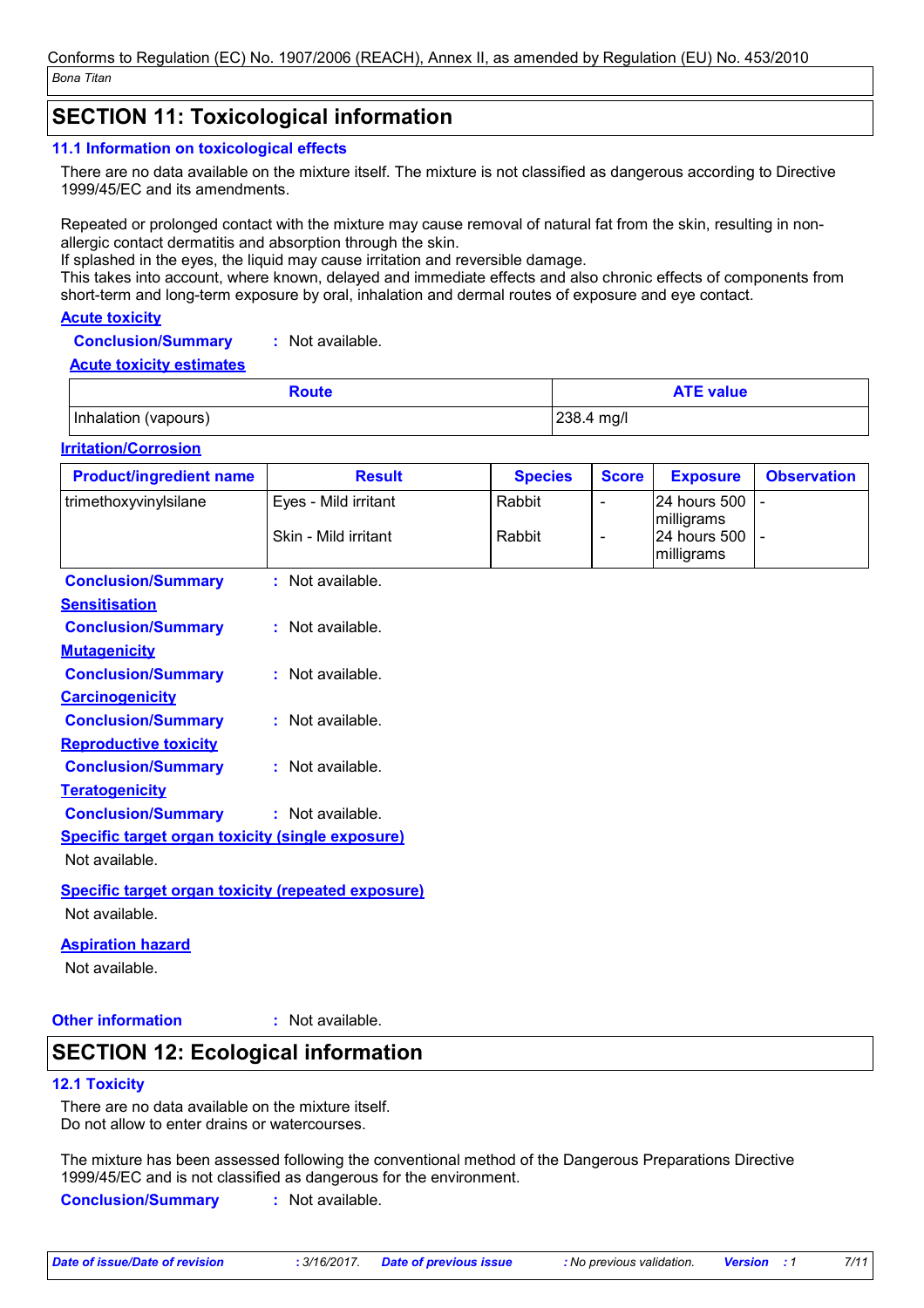## SECTION 11: Toxicological information

### 11.1 Information on toxicological effects

There are no data available on the mixture itself. The mixture is not classified as dangerous according to Directive 1999/45/EC and its amendments.

Repeated or prolonged contact with the mixture may cause removal of natural fat from the skin, resulting in non-allergic contact dermatitis and absorption through the skin.
If splashed in the eyes, the liquid may cause irritation and reversible damage.
This takes into account, where known, delayed and immediate effects and also chronic effects of components from short-term and long-term exposure by oral, inhalation and dermal routes of exposure and eye contact.

**Acute toxicity**

**Conclusion/Summary** : Not available.

**Acute toxicity estimates**

| Route | ATE value |
|---|---|
| Inhalation (vapours) | 238.4 mg/l |

**Irritation/Corrosion**

| Product/ingredient name | Result | Species | Score | Exposure | Observation |
|---|---|---|---|---|---|
| trimethoxyvinylsilane | Eyes - Mild irritant | Rabbit | - | 24 hours 500 milligrams | - |
| | Skin - Mild irritant | Rabbit | - | 24 hours 500 milligrams | - |

**Conclusion/Summary** : Not available.

**Sensitisation**

**Conclusion/Summary** : Not available.

**Mutagenicity**

**Conclusion/Summary** : Not available.

**Carcinogenicity**

**Conclusion/Summary** : Not available.

**Reproductive toxicity**

**Conclusion/Summary** : Not available.

**Teratogenicity**

**Conclusion/Summary** : Not available.

**Specific target organ toxicity (single exposure)**

Not available.

**Specific target organ toxicity (repeated exposure)**

Not available.

**Aspiration hazard**

Not available.

**Other information** : Not available.

## SECTION 12: Ecological information

### 12.1 Toxicity

There are no data available on the mixture itself.
Do not allow to enter drains or watercourses.

The mixture has been assessed following the conventional method of the Dangerous Preparations Directive 1999/45/EC and is not classified as dangerous for the environment.

**Conclusion/Summary** : Not available.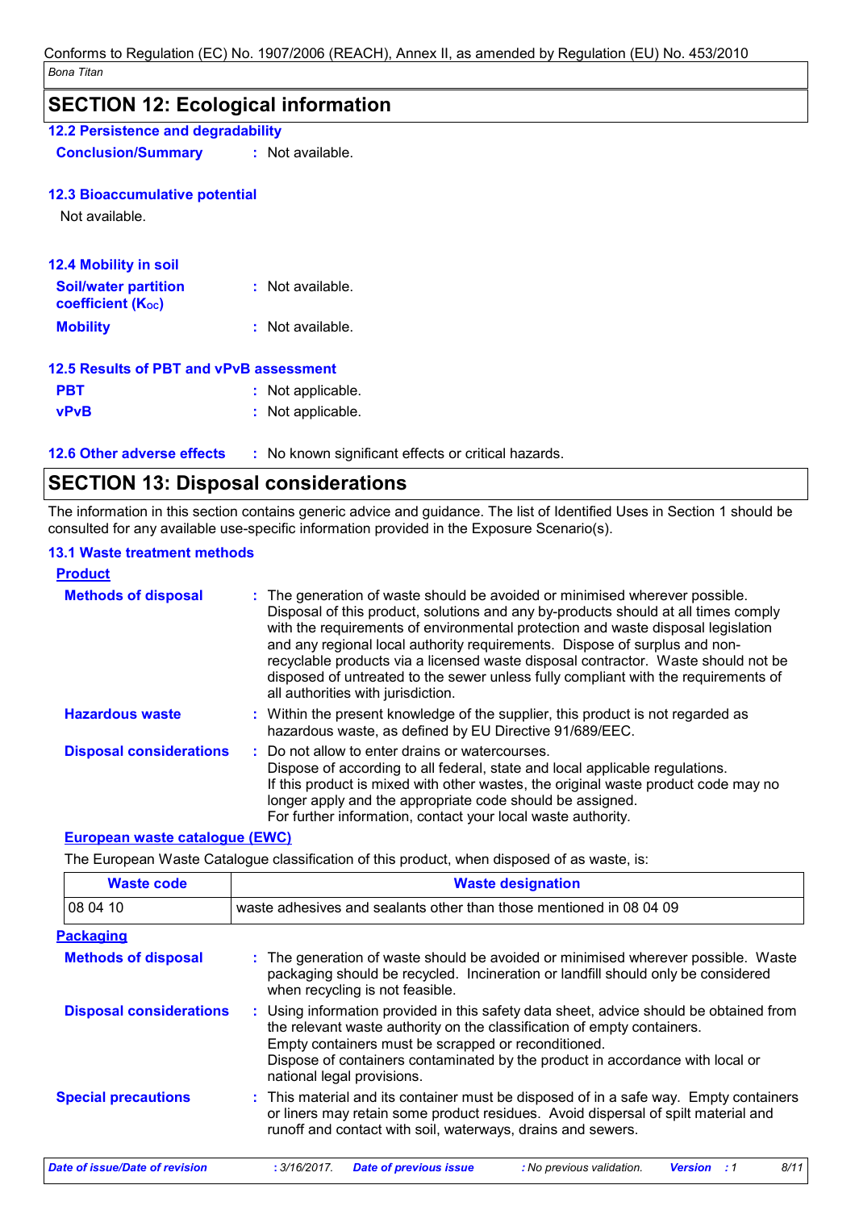## SECTION 12: Ecological information

### 12.2 Persistence and degradability

**Conclusion/Summary** : Not available.

### 12.3 Bioaccumulative potential

Not available.

### 12.4 Mobility in soil

**Soil/water partition coefficient ($K_{OC}$)** : Not available.

**Mobility** : Not available.

### 12.5 Results of PBT and vPvB assessment

**PBT** : Not applicable.

**vPvB** : Not applicable.

### 12.6 Other adverse effects

: No known significant effects or critical hazards.

## SECTION 13: Disposal considerations

The information in this section contains generic advice and guidance. The list of Identified Uses in Section 1 should be consulted for any available use-specific information provided in the Exposure Scenario(s).

### 13.1 Waste treatment methods

**Product**

**Methods of disposal** : The generation of waste should be avoided or minimised wherever possible. Disposal of this product, solutions and any by-products should at all times comply with the requirements of environmental protection and waste disposal legislation and any regional local authority requirements. Dispose of surplus and non-recyclable products via a licensed waste disposal contractor. Waste should not be disposed of untreated to the sewer unless fully compliant with the requirements of all authorities with jurisdiction.

**Hazardous waste** : Within the present knowledge of the supplier, this product is not regarded as hazardous waste, as defined by EU Directive 91/689/EEC.

**Disposal considerations** : Do not allow to enter drains or watercourses.
Dispose of according to all federal, state and local applicable regulations.
If this product is mixed with other wastes, the original waste product code may no longer apply and the appropriate code should be assigned.
For further information, contact your local waste authority.

**European waste catalogue (EWC)**

The European Waste Catalogue classification of this product, when disposed of as waste, is:

| Waste code | Waste designation |
|---|---|
| 08 04 10 | waste adhesives and sealants other than those mentioned in 08 04 09 |

**Packaging**

**Methods of disposal** : The generation of waste should be avoided or minimised wherever possible. Waste packaging should be recycled. Incineration or landfill should only be considered when recycling is not feasible.

**Disposal considerations** : Using information provided in this safety data sheet, advice should be obtained from the relevant waste authority on the classification of empty containers.
Empty containers must be scrapped or reconditioned.
Dispose of containers contaminated by the product in accordance with local or national legal provisions.

**Special precautions** : This material and its container must be disposed of in a safe way. Empty containers or liners may retain some product residues. Avoid dispersal of spilt material and runoff and contact with soil, waterways, drains and sewers.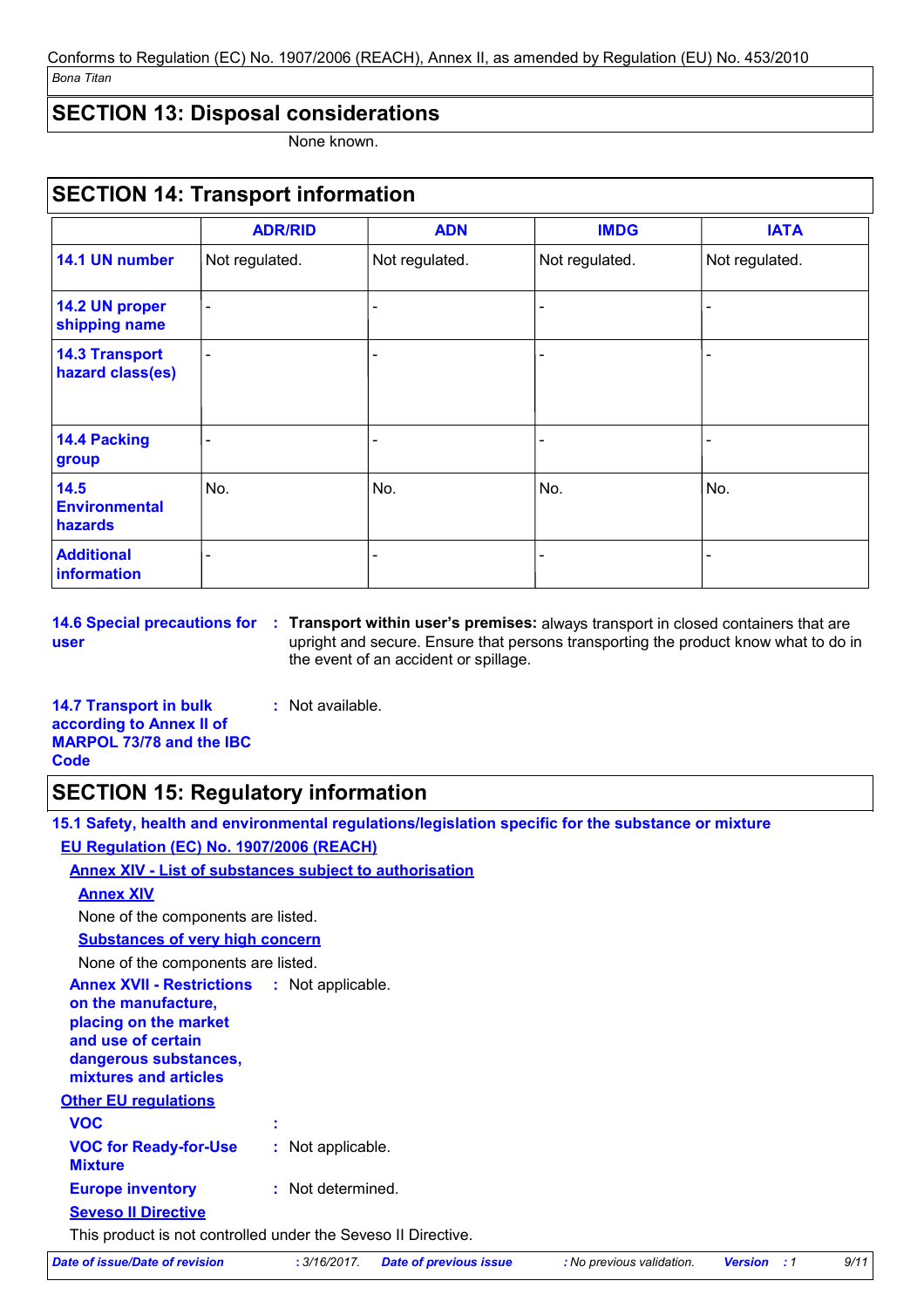## SECTION 13: Disposal considerations

None known.

## SECTION 14: Transport information

| | ADR/RID | ADN | IMDG | IATA |
|---|---|---|---|---|
| **14.1 UN number** | Not regulated. | Not regulated. | Not regulated. | Not regulated. |
| **14.2 UN proper shipping name** | - | - | - | - |
| **14.3 Transport hazard class(es)** | - | - | - | - |
| **14.4 Packing group** | - | - | - | - |
| **14.5 Environmental hazards** | No. | No. | No. | No. |
| **Additional information** | - | - | - | - |

**14.6 Special precautions for user** : **Transport within user's premises:** always transport in closed containers that are upright and secure. Ensure that persons transporting the product know what to do in the event of an accident or spillage.

**14.7 Transport in bulk according to Annex II of MARPOL 73/78 and the IBC Code** : Not available.

## SECTION 15: Regulatory information

### 15.1 Safety, health and environmental regulations/legislation specific for the substance or mixture

**EU Regulation (EC) No. 1907/2006 (REACH)**

**Annex XIV - List of substances subject to authorisation**

**Annex XIV**

None of the components are listed.

**Substances of very high concern**

None of the components are listed.

**Annex XVII - Restrictions on the manufacture, placing on the market and use of certain dangerous substances, mixtures and articles** : Not applicable.

**Other EU regulations**

**VOC** :

**VOC for Ready-for-Use Mixture** : Not applicable.

**Europe inventory** : Not determined.

**Seveso II Directive**

This product is not controlled under the Seveso II Directive.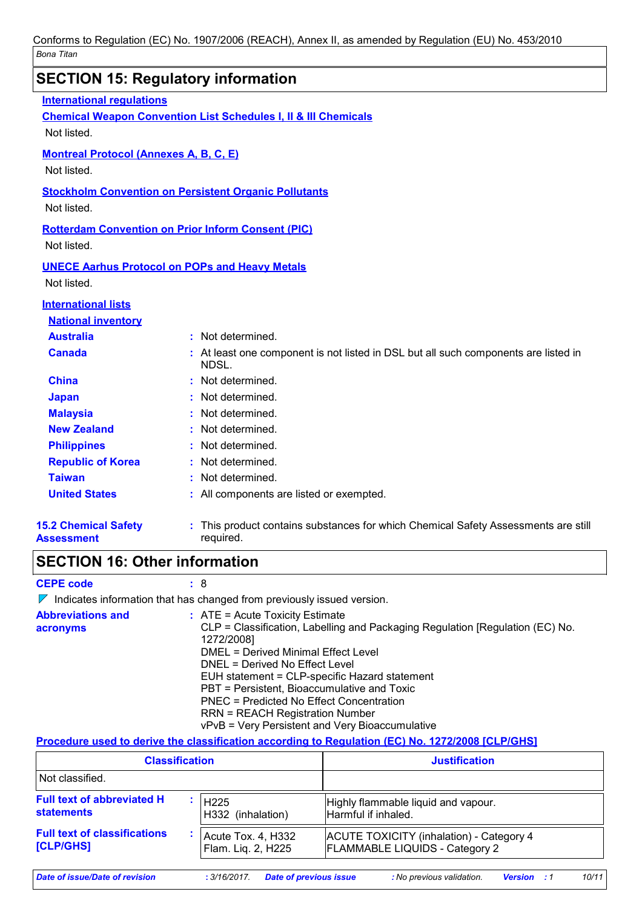## SECTION 15: Regulatory information

**International regulations**

**Chemical Weapon Convention List Schedules I, II & III Chemicals**

Not listed.

**Montreal Protocol (Annexes A, B, C, E)**

Not listed.

**Stockholm Convention on Persistent Organic Pollutants**

Not listed.

**Rotterdam Convention on Prior Inform Consent (PIC)**

Not listed.

**UNECE Aarhus Protocol on POPs and Heavy Metals**

Not listed.

**International lists**

**National inventory**

| | |
|---|---|
| **Australia** | : Not determined. |
| **Canada** | : At least one component is not listed in DSL but all such components are listed in NDSL. |
| **China** | : Not determined. |
| **Japan** | : Not determined. |
| **Malaysia** | : Not determined. |
| **New Zealand** | : Not determined. |
| **Philippines** | : Not determined. |
| **Republic of Korea** | : Not determined. |
| **Taiwan** | : Not determined. |
| **United States** | : All components are listed or exempted. |

**15.2 Chemical Safety Assessment** : This product contains substances for which Chemical Safety Assessments are still required.

## SECTION 16: Other information

**CEPE code** : 8

◤ Indicates information that has changed from previously issued version.

**Abbreviations and acronyms** :
ATE = Acute Toxicity Estimate
CLP = Classification, Labelling and Packaging Regulation [Regulation (EC) No. 1272/2008]
DMEL = Derived Minimal Effect Level
DNEL = Derived No Effect Level
EUH statement = CLP-specific Hazard statement
PBT = Persistent, Bioaccumulative and Toxic
PNEC = Predicted No Effect Concentration
RRN = REACH Registration Number
vPvB = Very Persistent and Very Bioaccumulative

**Procedure used to derive the classification according to Regulation (EC) No. 1272/2008 [CLP/GHS]**

| Classification | Justification |
|---|---|
| Not classified. | |

**Full text of abbreviated H statements** :

| | |
|---|---|
| H225 | Highly flammable liquid and vapour. |
| H332 (inhalation) | Harmful if inhaled. |

**Full text of classifications [CLP/GHS]** :

| | |
|---|---|
| Acute Tox. 4, H332 | ACUTE TOXICITY (inhalation) - Category 4 |
| Flam. Liq. 2, H225 | FLAMMABLE LIQUIDS - Category 2 |

*Date of issue/Date of revision* : 3/16/2017. *Date of previous issue* : No previous validation. *Version* : 1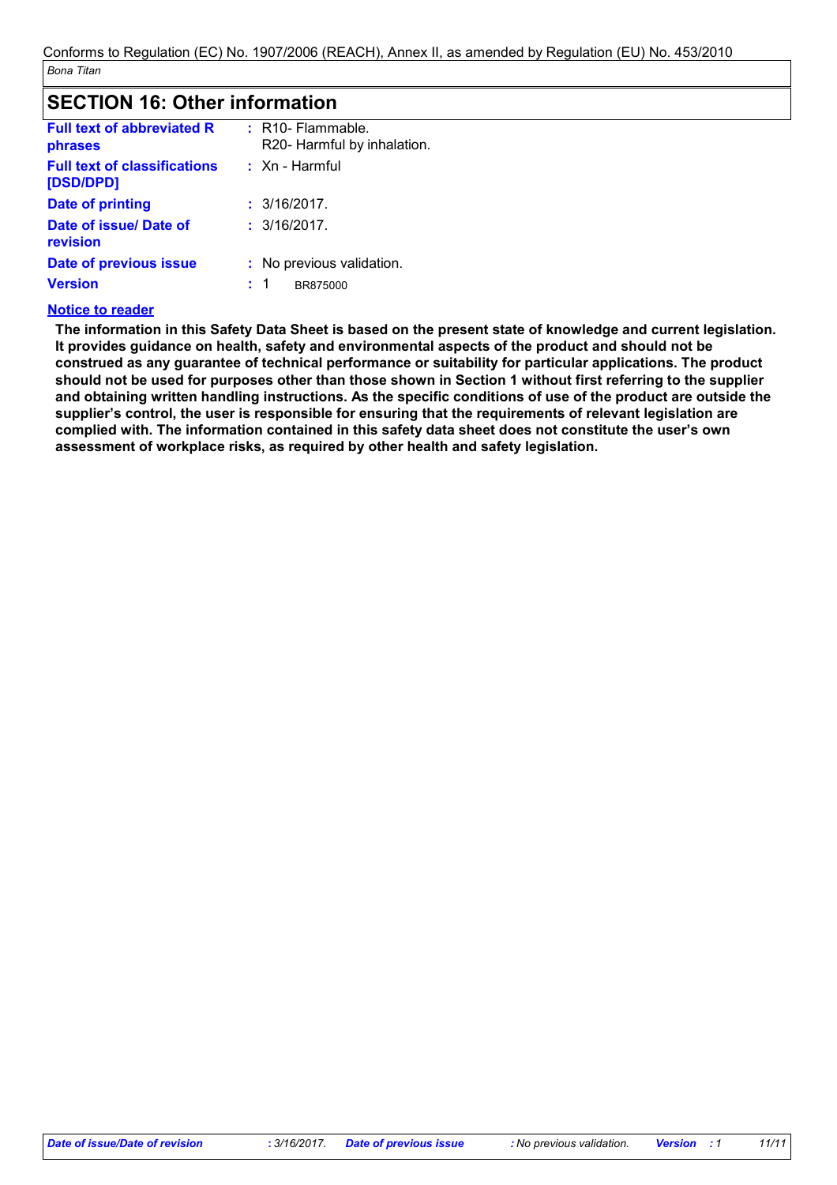## SECTION 16: Other information

| | |
|---|---|
| **Full text of abbreviated R phrases** | : R10- Flammable.<br>R20- Harmful by inhalation. |
| **Full text of classifications [DSD/DPD]** | : Xn - Harmful |
| **Date of printing** | : 3/16/2017. |
| **Date of issue/ Date of revision** | : 3/16/2017. |
| **Date of previous issue** | : No previous validation. |
| **Version** | : 1 BR875000 |

**Notice to reader**

**The information in this Safety Data Sheet is based on the present state of knowledge and current legislation. It provides guidance on health, safety and environmental aspects of the product and should not be construed as any guarantee of technical performance or suitability for particular applications. The product should not be used for purposes other than those shown in Section 1 without first referring to the supplier and obtaining written handling instructions. As the specific conditions of use of the product are outside the supplier's control, the user is responsible for ensuring that the requirements of relevant legislation are complied with. The information contained in this safety data sheet does not constitute the user's own assessment of workplace risks, as required by other health and safety legislation.**